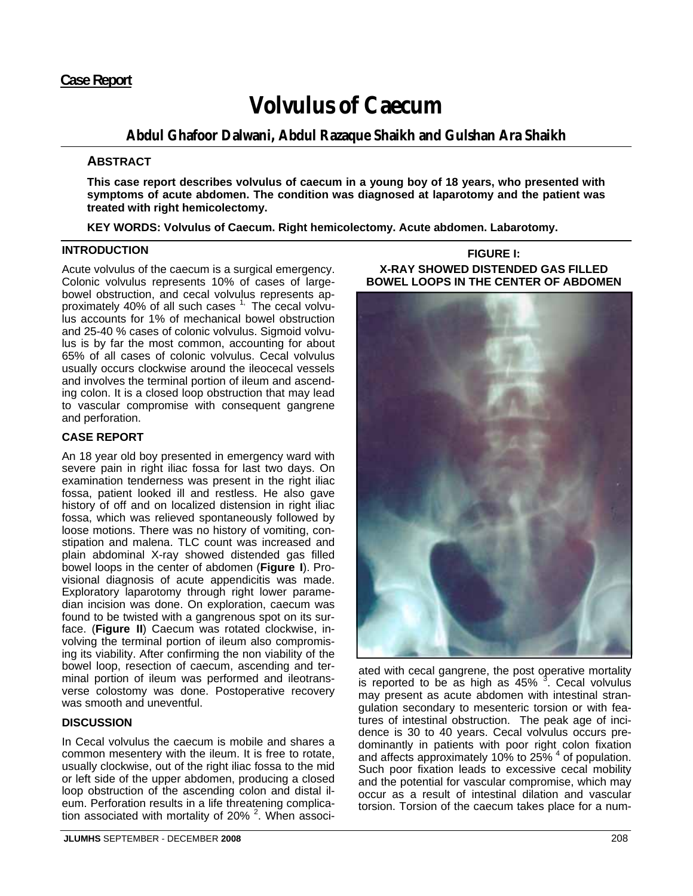**Case Report**

# Volvulus of Caecum

### Abdul Ghafoor Dalwani, Abdul Razaque Shaikh and Gulshan Ara Shaikh

## ABSTRACT

**This case report describes volvulus of caecum in a young boy of 18 years, who presented with symptoms of acute abdomen. The condition was diagnosed at laparotomy and the patient was treated with right hemicolectomy.**

**KEY WORDS: Volvulus of Caecum. Right hemicolectomy. Acute abdomen. Labarotomy.**

## INTRODUCTION

Acute volvulus of the caecum is a surgical emergency. Colonic volvulus represents 10% of cases of large-bowel obstruction, and cecal volvulus represents approximately 40% of all such cases [1,] The cecal volvulus accounts for 1% of mechanical bowel obstruction and 25-40 % cases of colonic volvulus. Sigmoid volvulus is by far the most common, accounting for about 65% of all cases of colonic volvulus. Cecal volvulus usually occurs clockwise around the ileocecal vessels and involves the terminal portion of ileum and ascending colon. It is a closed loop obstruction that may lead to vascular compromise with consequent gangrene and perforation.

## CASE REPORT

An 18 year old boy presented in emergency ward with severe pain in right iliac fossa for last two days. On examination tenderness was present in the right iliac fossa, patient looked ill and restless. He also gave history of off and on localized distension in right iliac fossa, which was relieved spontaneously followed by loose motions. There was no history of vomiting, constipation and malena. TLC count was increased and plain abdominal X-ray showed distended gas filled bowel loops in the center of abdomen (**Figure I**). Provisional diagnosis of acute appendicitis was made. Exploratory laparotomy through right lower paramedian incision was done. On exploration, caecum was found to be twisted with a gangrenous spot on its surface. (**Figure II**) Caecum was rotated clockwise, involving the terminal portion of ileum also compromising its viability. After confirming the non viability of the bowel loop, resection of caecum, ascending and terminal portion of ileum was performed and ileotransverse colostomy was done. Postoperative recovery was smooth and uneventful.

**FIGURE I: X-RAY SHOWED DISTENDED GAS FILLED BOWEL LOOPS IN THE CENTER OF ABDOMEN**

## DISCUSSION

In Cecal volvulus the caecum is mobile and shares a common mesentery with the ileum. It is free to rotate, usually clockwise, out of the right iliac fossa to the mid or left side of the upper abdomen, producing a closed loop obstruction of the ascending colon and distal ileum. Perforation results in a life threatening complication associated with mortality of 20% [2]. When associated with cecal gangrene, the post operative mortality is reported to be as high as 45% [3]. Cecal volvulus may present as acute abdomen with intestinal strangulation secondary to mesenteric torsion or with features of intestinal obstruction. The peak age of incidence is 30 to 40 years. Cecal volvulus occurs predominantly in patients with poor right colon fixation and affects approximately 10% to 25% [4] of population. Such poor fixation leads to excessive cecal mobility and the potential for vascular compromise, which may occur as a result of intestinal dilation and vascular torsion. Torsion of the caecum takes place for a num-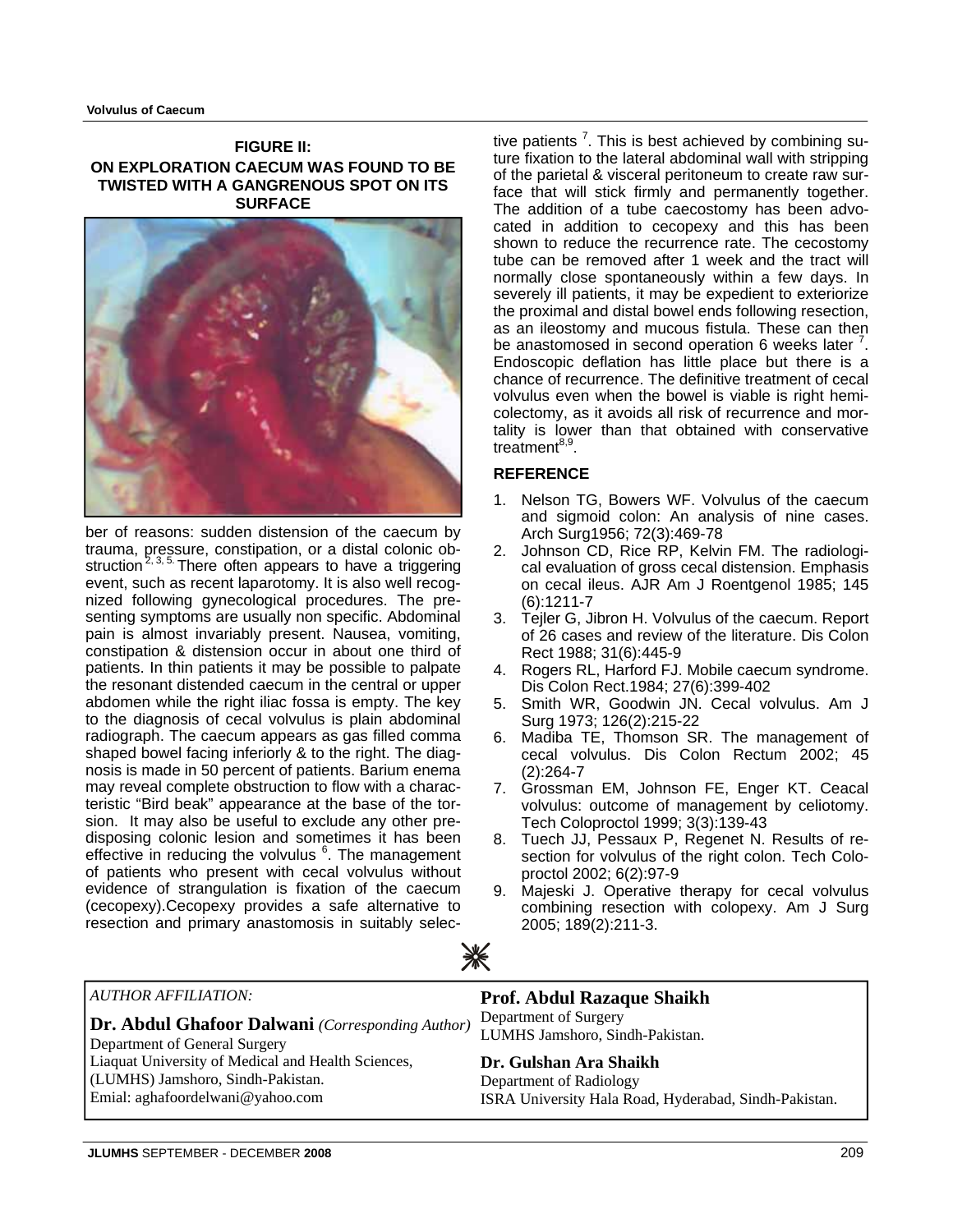**FIGURE II:**
**ON EXPLORATION CAECUM WAS FOUND TO BE TWISTED WITH A GANGRENOUS SPOT ON ITS SURFACE**

ber of reasons: sudden distension of the caecum by trauma, pressure, constipation, or a distal colonic obstruction [2, 3, 5]. There often appears to have a triggering event, such as recent laparotomy. It is also well recognized following gynecological procedures. The presenting symptoms are usually non specific. Abdominal pain is almost invariably present. Nausea, vomiting, constipation & distension occur in about one third of patients. In thin patients it may be possible to palpate the resonant distended caecum in the central or upper abdomen while the right iliac fossa is empty. The key to the diagnosis of cecal volvulus is plain abdominal radiograph. The caecum appears as gas filled comma shaped bowel facing inferiorly & to the right. The diagnosis is made in 50 percent of patients. Barium enema may reveal complete obstruction to flow with a characteristic "Bird beak" appearance at the base of the torsion. It may also be useful to exclude any other predisposing colonic lesion and sometimes it has been effective in reducing the volvulus [6]. The management of patients who present with cecal volvulus without evidence of strangulation is fixation of the caecum (cecopexy).Cecopexy provides a safe alternative to resection and primary anastomosis in suitably selective patients [7]. This is best achieved by combining suture fixation to the lateral abdominal wall with stripping of the parietal & visceral peritoneum to create raw surface that will stick firmly and permanently together. The addition of a tube caecostomy has been advocated in addition to cecopexy and this has been shown to reduce the recurrence rate. The cecostomy tube can be removed after 1 week and the tract will normally close spontaneously within a few days. In severely ill patients, it may be expedient to exteriorize the proximal and distal bowel ends following resection, as an ileostomy and mucous fistula. These can then be anastomosed in second operation 6 weeks later [7]. Endoscopic deflation has little place but there is a chance of recurrence. The definitive treatment of cecal volvulus even when the bowel is viable is right hemicolectomy, as it avoids all risk of recurrence and mortality is lower than that obtained with conservative treatment[8,9].

## REFERENCE

1. Nelson TG, Bowers WF. Volvulus of the caecum and sigmoid colon: An analysis of nine cases. Arch Surg1956; 72(3):469-78
2. Johnson CD, Rice RP, Kelvin FM. The radiological evaluation of gross cecal distension. Emphasis on cecal ileus. AJR Am J Roentgenol 1985; 145 (6):1211-7
3. Tejler G, Jibron H. Volvulus of the caecum. Report of 26 cases and review of the literature. Dis Colon Rect 1988; 31(6):445-9
4. Rogers RL, Harford FJ. Mobile caecum syndrome. Dis Colon Rect.1984; 27(6):399-402
5. Smith WR, Goodwin JN. Cecal volvulus. Am J Surg 1973; 126(2):215-22
6. Madiba TE, Thomson SR. The management of cecal volvulus. Dis Colon Rectum 2002; 45 (2):264-7
7. Grossman EM, Johnson FE, Enger KT. Ceacal volvulus: outcome of management by celiotomy. Tech Coloproctol 1999; 3(3):139-43
8. Tuech JJ, Pessaux P, Regenet N. Results of resection for volvulus of the right colon. Tech Coloproctol 2002; 6(2):97-9
9. Majeski J. Operative therapy for cecal volvulus combining resection with colopexy. Am J Surg 2005; 189(2):211-3.

*AUTHOR AFFILIATION:*

**Dr. Abdul Ghafoor Dalwani** *(Corresponding Author)*
Department of General Surgery
Liaquat University of Medical and Health Sciences,
(LUMHS) Jamshoro, Sindh-Pakistan.
Emial: aghafoordelwani@yahoo.com

**Prof. Abdul Razaque Shaikh**
Department of Surgery
LUMHS Jamshoro, Sindh-Pakistan.

**Dr. Gulshan Ara Shaikh**
Department of Radiology
ISRA University Hala Road, Hyderabad, Sindh-Pakistan.